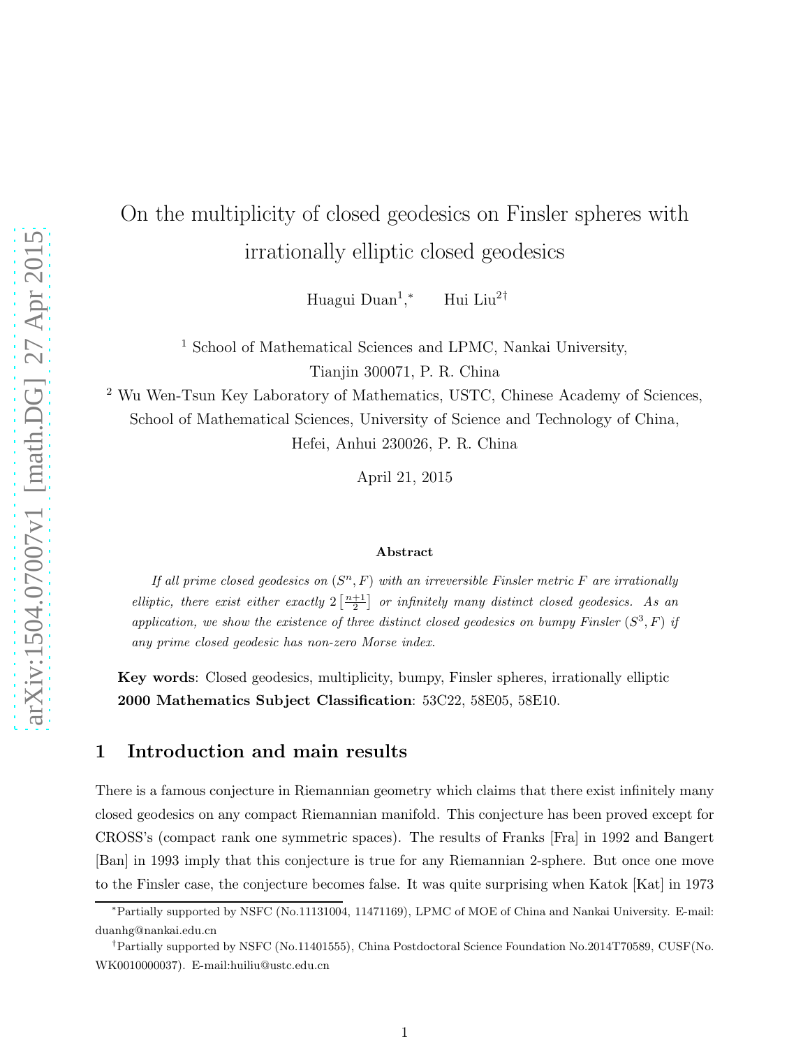# On the multiplicity of closed geodesics on Finsler spheres with irrationally elliptic closed geodesics

Huagui Duan[1],* Hui Liu[2]†

[1] School of Mathematical Sciences and LPMC, Nankai University, Tianjin 300071, P. R. China

[2] Wu Wen-Tsun Key Laboratory of Mathematics, USTC, Chinese Academy of Sciences, School of Mathematical Sciences, University of Science and Technology of China, Hefei, Anhui 230026, P. R. China

April 21, 2015

### Abstract

*If all prime closed geodesics on $(S^n, F)$ with an irreversible Finsler metric $F$ are irrationally elliptic, there exist either exactly $2\left[\frac{n+1}{2}\right]$ or infinitely many distinct closed geodesics. As an application, we show the existence of three distinct closed geodesics on bumpy Finsler $(S^3, F)$ if any prime closed geodesic has non-zero Morse index.*

**Key words**: Closed geodesics, multiplicity, bumpy, Finsler spheres, irrationally elliptic
**2000 Mathematics Subject Classification**: 53C22, 58E05, 58E10.

## 1 Introduction and main results

There is a famous conjecture in Riemannian geometry which claims that there exist infinitely many closed geodesics on any compact Riemannian manifold. This conjecture has been proved except for CROSS's (compact rank one symmetric spaces). The results of Franks [Fra] in 1992 and Bangert [Ban] in 1993 imply that this conjecture is true for any Riemannian 2-sphere. But once one move to the Finsler case, the conjecture becomes false. It was quite surprising when Katok [Kat] in 1973

*Partially supported by NSFC (No.11131004, 11471169), LPMC of MOE of China and Nankai University. E-mail: duanhg@nankai.edu.cn

†Partially supported by NSFC (No.11401555), China Postdoctoral Science Foundation No.2014T70589, CUSF(No. WK0010000037). E-mail:huiliu@ustc.edu.cn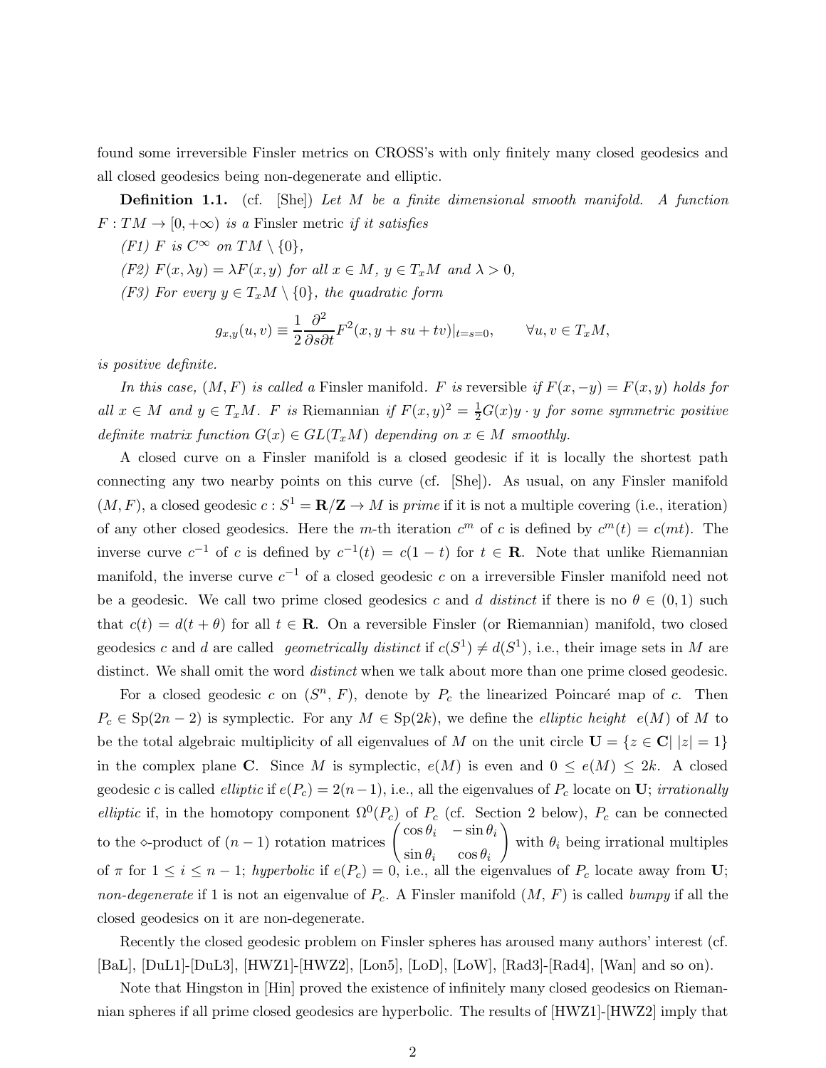found some irreversible Finsler metrics on CROSS's with only finitely many closed geodesics and all closed geodesics being non-degenerate and elliptic.

**Definition 1.1.** (cf. [She]) *Let $M$ be a finite dimensional smooth manifold. A function $F : TM \to [0, +\infty)$ is a* Finsler metric *if it satisfies*

*(F1) $F$ is $C^\infty$ on $TM \setminus \{0\}$,*

*(F2) $F(x, \lambda y) = \lambda F(x, y)$ for all $x \in M$, $y \in T_xM$ and $\lambda > 0$,*

*(F3) For every $y \in T_xM \setminus \{0\}$, the quadratic form*

$$g_{x,y}(u, v) \equiv \frac{1}{2}\frac{\partial^2}{\partial s \partial t} F^2(x, y + su + tv)|_{t=s=0}, \qquad \forall u, v \in T_xM,$$

*is positive definite.*

*In this case, $(M, F)$ is called a* Finsler manifold*. $F$ is* reversible *if $F(x, -y) = F(x, y)$ holds for all $x \in M$ and $y \in T_xM$. $F$ is* Riemannian *if $F(x, y)^2 = \frac{1}{2}G(x)y \cdot y$ for some symmetric positive definite matrix function $G(x) \in GL(T_xM)$ depending on $x \in M$ smoothly.*

A closed curve on a Finsler manifold is a closed geodesic if it is locally the shortest path connecting any two nearby points on this curve (cf. [She]). As usual, on any Finsler manifold $(M, F)$, a closed geodesic $c : S^1 = \mathbf{R}/\mathbf{Z} \to M$ is *prime* if it is not a multiple covering (i.e., iteration) of any other closed geodesics. Here the $m$-th iteration $c^m$ of $c$ is defined by $c^m(t) = c(mt)$. The inverse curve $c^{-1}$ of $c$ is defined by $c^{-1}(t) = c(1 - t)$ for $t \in \mathbf{R}$. Note that unlike Riemannian manifold, the inverse curve $c^{-1}$ of a closed geodesic $c$ on a irreversible Finsler manifold need not be a geodesic. We call two prime closed geodesics $c$ and $d$ *distinct* if there is no $\theta \in (0, 1)$ such that $c(t) = d(t + \theta)$ for all $t \in \mathbf{R}$. On a reversible Finsler (or Riemannian) manifold, two closed geodesics $c$ and $d$ are called *geometrically distinct* if $c(S^1) \neq d(S^1)$, i.e., their image sets in $M$ are distinct. We shall omit the word *distinct* when we talk about more than one prime closed geodesic.

For a closed geodesic $c$ on $(S^n, F)$, denote by $P_c$ the linearized Poincaré map of $c$. Then $P_c \in \mathrm{Sp}(2n - 2)$ is symplectic. For any $M \in \mathrm{Sp}(2k)$, we define the *elliptic height* $e(M)$ of $M$ to be the total algebraic multiplicity of all eigenvalues of $M$ on the unit circle $\mathbf{U} = \{z \in \mathbf{C} |\, |z| = 1\}$ in the complex plane $\mathbf{C}$. Since $M$ is symplectic, $e(M)$ is even and $0 \le e(M) \le 2k$. A closed geodesic $c$ is called *elliptic* if $e(P_c) = 2(n-1)$, i.e., all the eigenvalues of $P_c$ locate on $\mathbf{U}$; *irrationally elliptic* if, in the homotopy component $\Omega^0(P_c)$ of $P_c$ (cf. Section 2 below), $P_c$ can be connected to the $\diamond$-product of $(n - 1)$ rotation matrices $\begin{pmatrix} \cos\theta_i & -\sin\theta_i \\ \sin\theta_i & \cos\theta_i \end{pmatrix}$ with $\theta_i$ being irrational multiples of $\pi$ for $1 \le i \le n - 1$; *hyperbolic* if $e(P_c) = 0$, i.e., all the eigenvalues of $P_c$ locate away from $\mathbf{U}$; *non-degenerate* if 1 is not an eigenvalue of $P_c$. A Finsler manifold $(M, F)$ is called *bumpy* if all the closed geodesics on it are non-degenerate.

Recently the closed geodesic problem on Finsler spheres has aroused many authors' interest (cf. [BaL], [DuL1]-[DuL3], [HWZ1]-[HWZ2], [Lon5], [LoD], [LoW], [Rad3]-[Rad4], [Wan] and so on).

Note that Hingston in [Hin] proved the existence of infinitely many closed geodesics on Riemannian spheres if all prime closed geodesics are hyperbolic. The results of [HWZ1]-[HWZ2] imply that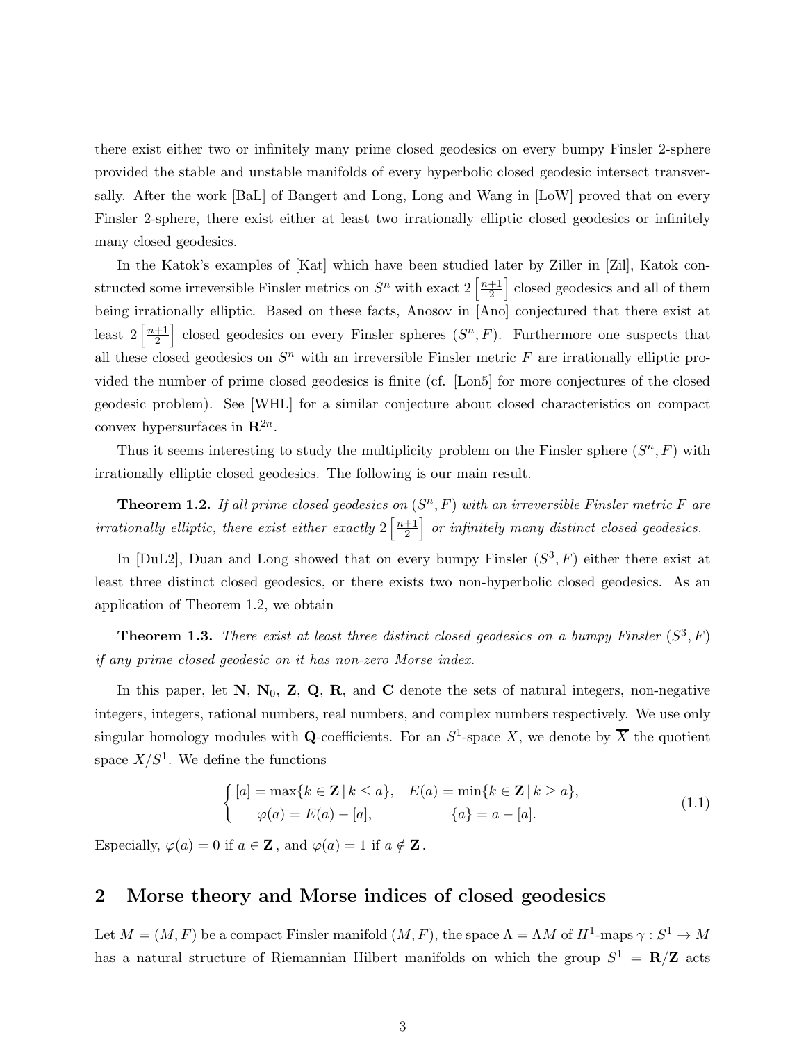there exist either two or infinitely many prime closed geodesics on every bumpy Finsler 2-sphere provided the stable and unstable manifolds of every hyperbolic closed geodesic intersect transversally. After the work [BaL] of Bangert and Long, Long and Wang in [LoW] proved that on every Finsler 2-sphere, there exist either at least two irrationally elliptic closed geodesics or infinitely many closed geodesics.

In the Katok's examples of [Kat] which have been studied later by Ziller in [Zil], Katok constructed some irreversible Finsler metrics on $S^n$ with exact $2\left[\frac{n+1}{2}\right]$ closed geodesics and all of them being irrationally elliptic. Based on these facts, Anosov in [Ano] conjectured that there exist at least $2\left[\frac{n+1}{2}\right]$ closed geodesics on every Finsler spheres $(S^n, F)$. Furthermore one suspects that all these closed geodesics on $S^n$ with an irreversible Finsler metric $F$ are irrationally elliptic provided the number of prime closed geodesics is finite (cf. [Lon5] for more conjectures of the closed geodesic problem). See [WHL] for a similar conjecture about closed characteristics on compact convex hypersurfaces in $\mathbf{R}^{2n}$.

Thus it seems interesting to study the multiplicity problem on the Finsler sphere $(S^n, F)$ with irrationally elliptic closed geodesics. The following is our main result.

**Theorem 1.2.** *If all prime closed geodesics on $(S^n, F)$ with an irreversible Finsler metric $F$ are irrationally elliptic, there exist either exactly $2\left[\frac{n+1}{2}\right]$ or infinitely many distinct closed geodesics.*

In [DuL2], Duan and Long showed that on every bumpy Finsler $(S^3, F)$ either there exist at least three distinct closed geodesics, or there exists two non-hyperbolic closed geodesics. As an application of Theorem 1.2, we obtain

**Theorem 1.3.** *There exist at least three distinct closed geodesics on a bumpy Finsler $(S^3, F)$ if any prime closed geodesic on it has non-zero Morse index.*

In this paper, let $\mathbf{N}$, $\mathbf{N}_0$, $\mathbf{Z}$, $\mathbf{Q}$, $\mathbf{R}$, and $\mathbf{C}$ denote the sets of natural integers, non-negative integers, integers, rational numbers, real numbers, and complex numbers respectively. We use only singular homology modules with $\mathbf{Q}$-coefficients. For an $S^1$-space $X$, we denote by $\overline{X}$ the quotient space $X/S^1$. We define the functions

$$\begin{cases} [a] = \max\{k \in \mathbf{Z} \,|\, k \le a\}, \quad E(a) = \min\{k \in \mathbf{Z} \,|\, k \ge a\}, \\ \quad \varphi(a) = E(a) - [a], \qquad\qquad\qquad \{a\} = a - [a]. \end{cases} \tag{1.1}$$

Especially, $\varphi(a) = 0$ if $a \in \mathbf{Z}$, and $\varphi(a) = 1$ if $a \notin \mathbf{Z}$.

## 2 Morse theory and Morse indices of closed geodesics

Let $M = (M, F)$ be a compact Finsler manifold $(M, F)$, the space $\Lambda = \Lambda M$ of $H^1$-maps $\gamma : S^1 \to M$ has a natural structure of Riemannian Hilbert manifolds on which the group $S^1 = \mathbf{R}/\mathbf{Z}$ acts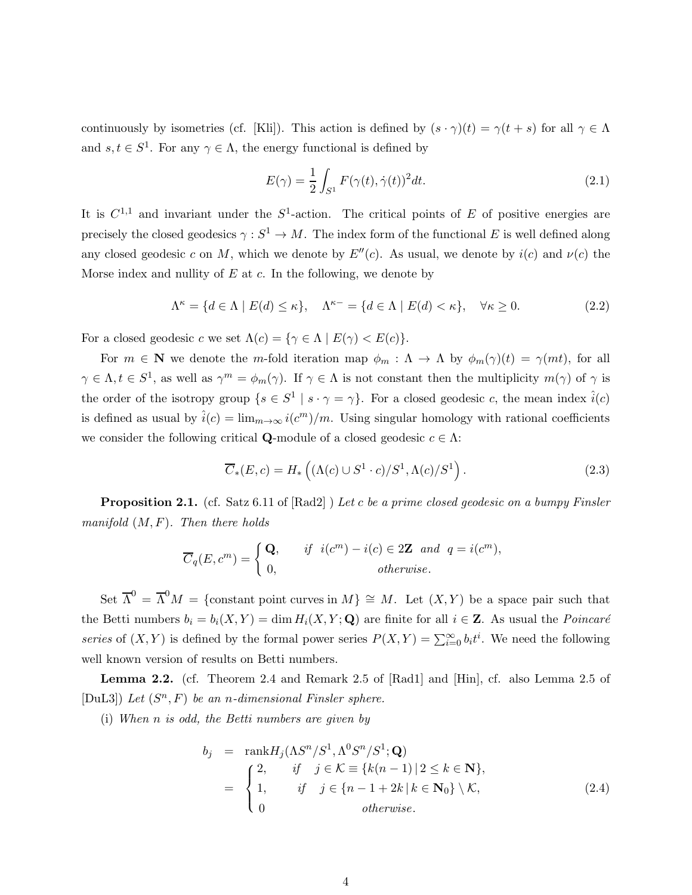continuously by isometries (cf. [Kli]). This action is defined by $(s\cdot\gamma)(t)=\gamma(t+s)$ for all $\gamma\in\Lambda$ and $s,t\in S^1$. For any $\gamma\in\Lambda$, the energy functional is defined by

$$E(\gamma)=\frac{1}{2}\int_{S^1}F(\gamma(t),\dot{\gamma}(t))^2dt. \tag{2.1}$$

It is $C^{1,1}$ and invariant under the $S^1$-action. The critical points of $E$ of positive energies are precisely the closed geodesics $\gamma: S^1\to M$. The index form of the functional $E$ is well defined along any closed geodesic $c$ on $M$, which we denote by $E''(c)$. As usual, we denote by $i(c)$ and $\nu(c)$ the Morse index and nullity of $E$ at $c$. In the following, we denote by

$$\Lambda^\kappa=\{d\in\Lambda\mid E(d)\le\kappa\},\quad \Lambda^{\kappa-}=\{d\in\Lambda\mid E(d)<\kappa\},\quad \forall\kappa\ge 0. \tag{2.2}$$

For a closed geodesic $c$ we set $\Lambda(c)=\{\gamma\in\Lambda\mid E(\gamma)<E(c)\}$.

For $m\in\mathbf{N}$ we denote the $m$-fold iteration map $\phi_m:\Lambda\to\Lambda$ by $\phi_m(\gamma)(t)=\gamma(mt)$, for all $\gamma\in\Lambda, t\in S^1$, as well as $\gamma^m=\phi_m(\gamma)$. If $\gamma\in\Lambda$ is not constant then the multiplicity $m(\gamma)$ of $\gamma$ is the order of the isotropy group $\{s\in S^1\mid s\cdot\gamma=\gamma\}$. For a closed geodesic $c$, the mean index $\hat{i}(c)$ is defined as usual by $\hat{i}(c)=\lim_{m\to\infty}i(c^m)/m$. Using singular homology with rational coefficients we consider the following critical $\mathbf{Q}$-module of a closed geodesic $c\in\Lambda$:

$$\overline{C}_*(E,c)=H_*\left((\Lambda(c)\cup S^1\cdot c)/S^1,\Lambda(c)/S^1\right). \tag{2.3}$$

**Proposition 2.1.** (cf. Satz 6.11 of [Rad2] ) *Let $c$ be a prime closed geodesic on a bumpy Finsler manifold $(M,F)$. Then there holds*

$$\overline{C}_q(E,c^m)=\begin{cases}\mathbf{Q}, & \text{if}\quad i(c^m)-i(c)\in 2\mathbf{Z}\ \text{ and }\ q=i(c^m),\\ 0, & \text{otherwise}.\end{cases}$$

Set $\overline{\Lambda}^0=\overline{\Lambda}^0M=\{\text{constant point curves in } M\}\cong M$. Let $(X,Y)$ be a space pair such that the Betti numbers $b_i=b_i(X,Y)=\dim H_i(X,Y;\mathbf{Q})$ are finite for all $i\in\mathbf{Z}$. As usual the *Poincaré series* of $(X,Y)$ is defined by the formal power series $P(X,Y)=\sum_{i=0}^{\infty}b_it^i$. We need the following well known version of results on Betti numbers.

**Lemma 2.2.** (cf. Theorem 2.4 and Remark 2.5 of [Rad1] and [Hin], cf. also Lemma 2.5 of [DuL3]) *Let $(S^n,F)$ be an $n$-dimensional Finsler sphere.*

(i) *When $n$ is odd, the Betti numbers are given by*

$$\begin{aligned} b_j &= \mathrm{rank}H_j(\Lambda S^n/S^1,\Lambda^0S^n/S^1;\mathbf{Q})\\ &= \begin{cases} 2, & \text{if}\quad j\in\mathcal{K}\equiv\{k(n-1)\,|\,2\le k\in\mathbf{N}\},\\ 1, & \text{if}\quad j\in\{n-1+2k\,|\,k\in\mathbf{N}_0\}\setminus\mathcal{K},\\ 0 & \text{otherwise}.\end{cases}\end{aligned} \tag{2.4}$$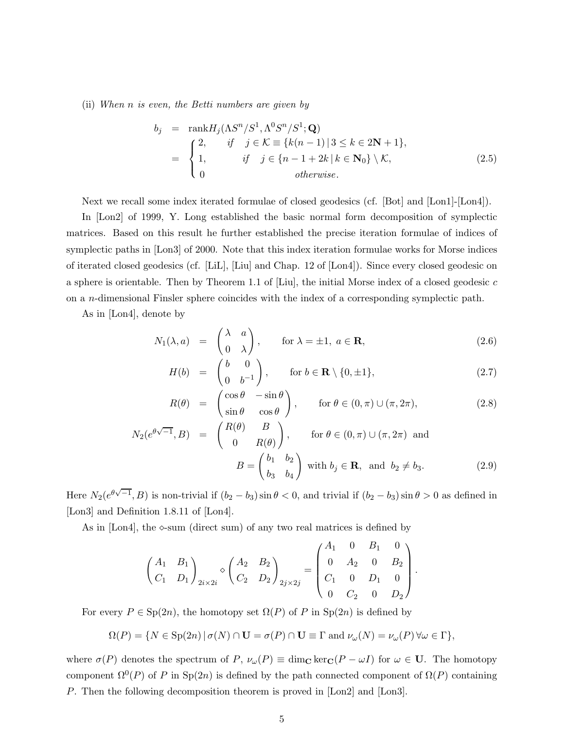(ii) *When $n$ is even, the Betti numbers are given by*

$$
\begin{aligned}
b_j &= \mathrm{rank} H_j(\Lambda S^n/S^1, \Lambda^0 S^n/S^1; \mathbf{Q}) \\
&= \begin{cases} 2, & \text{if} \quad j \in \mathcal{K} \equiv \{k(n-1) \,|\, 3 \le k \in 2\mathbf{N}+1\}, \\ 1, & \text{if} \quad j \in \{n-1+2k \,|\, k \in \mathbf{N}_0\} \setminus \mathcal{K}, \\ 0 & \text{otherwise}. \end{cases} \qquad (2.5)
\end{aligned}
$$

Next we recall some index iterated formulae of closed geodesics (cf. [Bot] and [Lon1]-[Lon4]).

In [Lon2] of 1999, Y. Long established the basic normal form decomposition of symplectic matrices. Based on this result he further established the precise iteration formulae of indices of symplectic paths in [Lon3] of 2000. Note that this index iteration formulae works for Morse indices of iterated closed geodesics (cf. [LiL], [Liu] and Chap. 12 of [Lon4]). Since every closed geodesic on a sphere is orientable. Then by Theorem 1.1 of [Liu], the initial Morse index of a closed geodesic $c$ on a $n$-dimensional Finsler sphere coincides with the index of a corresponding symplectic path.

As in [Lon4], denote by

$$
N_1(\lambda, a) = \begin{pmatrix} \lambda & a \\ 0 & \lambda \end{pmatrix}, \qquad \text{for } \lambda = \pm 1, \ a \in \mathbf{R}, \qquad (2.6)
$$

$$
H(b) = \begin{pmatrix} b & 0 \\ 0 & b^{-1} \end{pmatrix}, \qquad \text{for } b \in \mathbf{R} \setminus \{0, \pm 1\}, \qquad (2.7)
$$

$$
R(\theta) = \begin{pmatrix} \cos\theta & -\sin\theta \\ \sin\theta & \cos\theta \end{pmatrix}, \qquad \text{for } \theta \in (0,\pi) \cup (\pi, 2\pi), \qquad (2.8)
$$

$$
N_2(e^{\theta\sqrt{-1}}, B) = \begin{pmatrix} R(\theta) & B \\ 0 & R(\theta) \end{pmatrix}, \qquad \text{for } \theta \in (0,\pi) \cup (\pi, 2\pi) \text{ and}
$$

$$
B = \begin{pmatrix} b_1 & b_2 \\ b_3 & b_4 \end{pmatrix} \text{ with } b_j \in \mathbf{R}, \text{ and } b_2 \ne b_3. \qquad (2.9)
$$

Here $N_2(e^{\theta\sqrt{-1}}, B)$ is non-trivial if $(b_2 - b_3)\sin\theta < 0$, and trivial if $(b_2 - b_3)\sin\theta > 0$ as defined in [Lon3] and Definition 1.8.11 of [Lon4].

As in [Lon4], the $\diamond$-sum (direct sum) of any two real matrices is defined by

$$
\begin{pmatrix} A_1 & B_1 \\ C_1 & D_1 \end{pmatrix}_{2i\times 2i} \diamond \begin{pmatrix} A_2 & B_2 \\ C_2 & D_2 \end{pmatrix}_{2j\times 2j} = \begin{pmatrix} A_1 & 0 & B_1 & 0 \\ 0 & A_2 & 0 & B_2 \\ C_1 & 0 & D_1 & 0 \\ 0 & C_2 & 0 & D_2 \end{pmatrix}.
$$

For every $P \in \mathrm{Sp}(2n)$, the homotopy set $\Omega(P)$ of $P$ in $\mathrm{Sp}(2n)$ is defined by

$$
\Omega(P) = \{N \in \mathrm{Sp}(2n) \,|\, \sigma(N) \cap \mathbf{U} = \sigma(P) \cap \mathbf{U} \equiv \Gamma \text{ and } \nu_\omega(N) = \nu_\omega(P) \, \forall \omega \in \Gamma\},
$$

where $\sigma(P)$ denotes the spectrum of $P$, $\nu_\omega(P) \equiv \dim_{\mathbf{C}} \ker_{\mathbf{C}}(P - \omega I)$ for $\omega \in \mathbf{U}$. The homotopy component $\Omega^0(P)$ of $P$ in $\mathrm{Sp}(2n)$ is defined by the path connected component of $\Omega(P)$ containing $P$. Then the following decomposition theorem is proved in [Lon2] and [Lon3].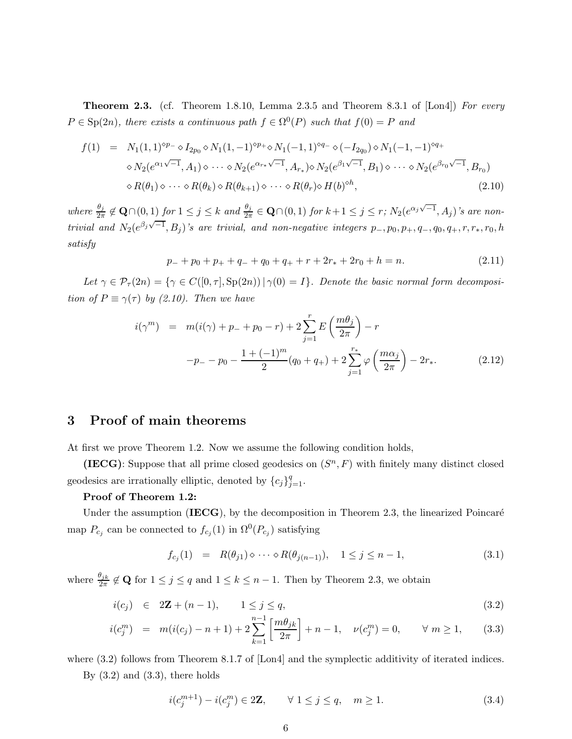**Theorem 2.3.** (cf. Theorem 1.8.10, Lemma 2.3.5 and Theorem 8.3.1 of [Lon4]) *For every $P \in \mathrm{Sp}(2n)$, there exists a continuous path $f \in \Omega^0(P)$ such that $f(0) = P$ and*

$$
\begin{aligned}
f(1) \;\; = \;\; & N_1(1,1)^{\diamond p_-} \diamond I_{2p_0} \diamond N_1(1,-1)^{\diamond p_+} \diamond N_1(-1,1)^{\diamond q_-} \diamond (-I_{2q_0}) \diamond N_1(-1,-1)^{\diamond q_+} \\
& \diamond N_2(e^{\alpha_1\sqrt{-1}}, A_1) \diamond \cdots \diamond N_2(e^{\alpha_{r_*}\sqrt{-1}}, A_{r_*}) \diamond N_2(e^{\beta_1\sqrt{-1}}, B_1) \diamond \cdots \diamond N_2(e^{\beta_{r_0}\sqrt{-1}}, B_{r_0}) \\
& \diamond R(\theta_1) \diamond \cdots \diamond R(\theta_k) \diamond R(\theta_{k+1}) \diamond \cdots \diamond R(\theta_r) \diamond H(b)^{\diamond h},
\end{aligned}
\tag{2.10}
$$

*where $\frac{\theta_j}{2\pi} \notin \mathbf{Q} \cap (0,1)$ for $1 \le j \le k$ and $\frac{\theta_j}{2\pi} \in \mathbf{Q} \cap (0,1)$ for $k+1 \le j \le r$; $N_2(e^{\alpha_j\sqrt{-1}}, A_j)$'s are non-trivial and $N_2(e^{\beta_j\sqrt{-1}}, B_j)$'s are trivial, and non-negative integers $p_-, p_0, p_+, q_-, q_0, q_+, r, r_*, r_0, h$ satisfy*

$$
p_- + p_0 + p_+ + q_- + q_0 + q_+ + r + 2r_* + 2r_0 + h = n. \tag{2.11}
$$

*Let $\gamma \in \mathcal{P}_\tau(2n) = \{\gamma \in C([0,\tau], \mathrm{Sp}(2n)) \,|\, \gamma(0) = I\}$. Denote the basic normal form decomposition of $P \equiv \gamma(\tau)$ by (2.10). Then we have*

$$
\begin{aligned}
i(\gamma^m) \;\; = \;\; & m(i(\gamma) + p_- + p_0 - r) + 2\sum_{j=1}^{r} E\left(\frac{m\theta_j}{2\pi}\right) - r \\
& - p_- - p_0 - \frac{1 + (-1)^m}{2}(q_0 + q_+) + 2\sum_{j=1}^{r_*} \varphi\left(\frac{m\alpha_j}{2\pi}\right) - 2r_*.
\end{aligned}
\tag{2.12}
$$

# 3 Proof of main theorems

At first we prove Theorem 1.2. Now we assume the following condition holds,

**(IECG)**: Suppose that all prime closed geodesics on $(S^n, F)$ with finitely many distinct closed geodesics are irrationally elliptic, denoted by $\{c_j\}_{j=1}^{q}$.

**Proof of Theorem 1.2:**

Under the assumption (**IECG**), by the decomposition in Theorem 2.3, the linearized Poincaré map $P_{c_j}$ can be connected to $f_{c_j}(1)$ in $\Omega^0(P_{c_j})$ satisfying

$$
f_{c_j}(1) \;\; = \;\; R(\theta_{j1}) \diamond \cdots \diamond R(\theta_{j(n-1)}), \quad 1 \le j \le n-1, \tag{3.1}
$$

where $\frac{\theta_{jk}}{2\pi} \notin \mathbf{Q}$ for $1 \le j \le q$ and $1 \le k \le n-1$. Then by Theorem 2.3, we obtain

$$
i(c_j) \;\; \in \;\; 2\mathbf{Z} + (n-1), \qquad 1 \le j \le q, \tag{3.2}
$$

$$
i(c_j^m) \;\; = \;\; m(i(c_j) - n + 1) + 2\sum_{k=1}^{n-1}\left[\frac{m\theta_{jk}}{2\pi}\right] + n - 1, \quad \nu(c_j^m) = 0, \qquad \forall\, m \ge 1, \tag{3.3}
$$

where (3.2) follows from Theorem 8.1.7 of [Lon4] and the symplectic additivity of iterated indices.

By (3.2) and (3.3), there holds

$$
i(c_j^{m+1}) - i(c_j^m) \in 2\mathbf{Z}, \qquad \forall\; 1 \le j \le q, \quad m \ge 1. \tag{3.4}
$$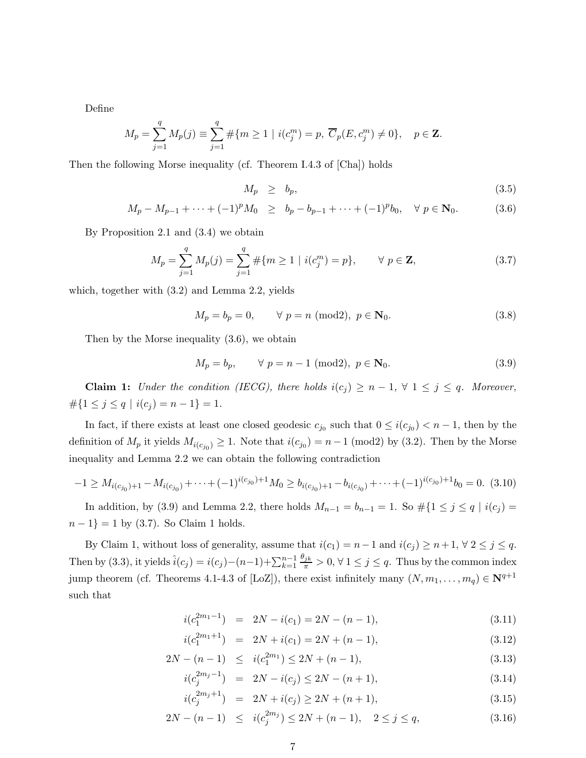Define

$$M_p = \sum_{j=1}^{q} M_p(j) \equiv \sum_{j=1}^{q} \#\{m \geq 1 \mid i(c_j^m) = p,\ \overline{C}_p(E, c_j^m) \neq 0\}, \quad p \in \mathbf{Z}.$$

Then the following Morse inequality (cf. Theorem I.4.3 of [Cha]) holds

$$M_p \geq b_p, \tag{3.5}$$

$$M_p - M_{p-1} + \cdots + (-1)^p M_0 \geq b_p - b_{p-1} + \cdots + (-1)^p b_0, \quad \forall\ p \in \mathbf{N}_0. \tag{3.6}$$

By Proposition 2.1 and (3.4) we obtain

$$M_p = \sum_{j=1}^{q} M_p(j) = \sum_{j=1}^{q} \#\{m \geq 1 \mid i(c_j^m) = p\}, \qquad \forall\ p \in \mathbf{Z}, \tag{3.7}$$

which, together with (3.2) and Lemma 2.2, yields

$$M_p = b_p = 0, \qquad \forall\ p = n\ (\text{mod}2),\ p \in \mathbf{N}_0. \tag{3.8}$$

Then by the Morse inequality (3.6), we obtain

$$M_p = b_p, \qquad \forall\ p = n-1\ (\text{mod}2),\ p \in \mathbf{N}_0. \tag{3.9}$$

**Claim 1:** *Under the condition (IECG), there holds $i(c_j) \geq n-1$, $\forall\ 1 \leq j \leq q$. Moreover, $\#\{1 \leq j \leq q \mid i(c_j) = n-1\} = 1$.*

In fact, if there exists at least one closed geodesic $c_{j_0}$ such that $0 \leq i(c_{j_0}) < n-1$, then by the definition of $M_p$ it yields $M_{i(c_{j_0})} \geq 1$. Note that $i(c_{j_0}) = n-1$ (mod2) by (3.2). Then by the Morse inequality and Lemma 2.2 we can obtain the following contradiction

$$-1 \geq M_{i(c_{j_0})+1} - M_{i(c_{j_0})} + \cdots + (-1)^{i(c_{j_0})+1} M_0 \geq b_{i(c_{j_0})+1} - b_{i(c_{j_0})} + \cdots + (-1)^{i(c_{j_0})+1} b_0 = 0. \tag{3.10}$$

In addition, by (3.9) and Lemma 2.2, there holds $M_{n-1} = b_{n-1} = 1$. So $\#\{1 \leq j \leq q \mid i(c_j) = n-1\} = 1$ by (3.7). So Claim 1 holds.

By Claim 1, without loss of generality, assume that $i(c_1) = n-1$ and $i(c_j) \geq n+1$, $\forall\ 2 \leq j \leq q$. Then by (3.3), it yields $\hat{i}(c_j) = i(c_j) - (n-1) + \sum_{k=1}^{n-1} \frac{\theta_{jk}}{\pi} > 0$, $\forall\ 1 \leq j \leq q$. Thus by the common index jump theorem (cf. Theorems 4.1-4.3 of [LoZ]), there exist infinitely many $(N, m_1, \ldots, m_q) \in \mathbf{N}^{q+1}$ such that

$$i(c_1^{2m_1-1}) = 2N - i(c_1) = 2N - (n-1), \tag{3.11}$$

$$i(c_1^{2m_1+1}) = 2N + i(c_1) = 2N + (n-1), \tag{3.12}$$

$$2N - (n-1) \leq i(c_1^{2m_1}) \leq 2N + (n-1), \tag{3.13}$$

$$i(c_j^{2m_j-1}) = 2N - i(c_j) \leq 2N - (n+1), \tag{3.14}$$

$$i(c_j^{2m_j+1}) = 2N + i(c_j) \geq 2N + (n+1), \tag{3.15}$$

$$2N - (n-1) \leq i(c_j^{2m_j}) \leq 2N + (n-1), \quad 2 \leq j \leq q, \tag{3.16}$$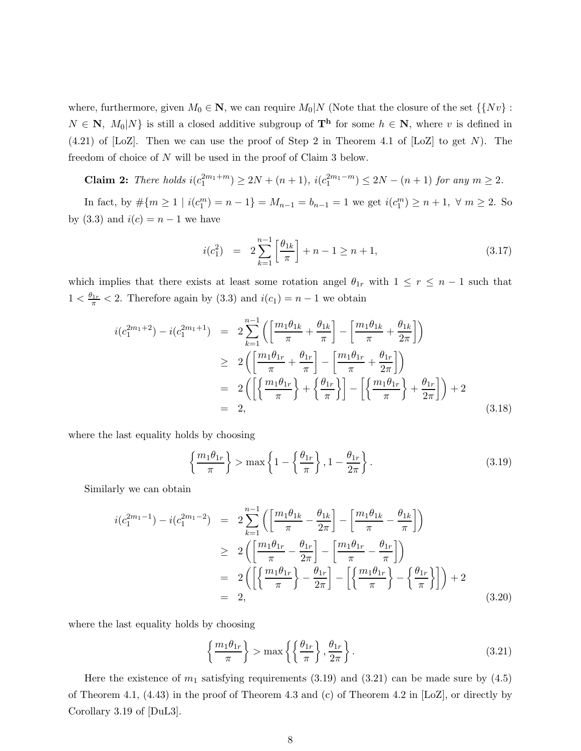where, furthermore, given $M_0 \in \mathbf{N}$, we can require $M_0|N$ (Note that the closure of the set $\{\{Nv\} : N \in \mathbf{N},\ M_0|N\}$ is still a closed additive subgroup of $\mathbf{T^h}$ for some $h \in \mathbf{N}$, where $v$ is defined in (4.21) of [LoZ]. Then we can use the proof of Step 2 in Theorem 4.1 of [LoZ] to get $N$). The freedom of choice of $N$ will be used in the proof of Claim 3 below.

**Claim 2:** *There holds $i(c_1^{2m_1+m}) \geq 2N + (n+1)$, $i(c_1^{2m_1-m}) \leq 2N - (n+1)$ for any $m \geq 2$.*

In fact, by $\#\{m \geq 1 \mid i(c_1^m) = n-1\} = M_{n-1} = b_{n-1} = 1$ we get $i(c_1^m) \geq n+1,\ \forall\ m \geq 2$. So by (3.3) and $i(c) = n-1$ we have

$$i(c_1^2) \;=\; 2\sum_{k=1}^{n-1}\left[\frac{\theta_{1k}}{\pi}\right] + n - 1 \geq n+1, \tag{3.17}$$

which implies that there exists at least some rotation angel $\theta_{1r}$ with $1 \leq r \leq n-1$ such that $1 < \frac{\theta_{1r}}{\pi} < 2$. Therefore again by (3.3) and $i(c_1) = n-1$ we obtain

$$\begin{aligned}
i(c_1^{2m_1+2}) - i(c_1^{2m_1+1}) &= 2\sum_{k=1}^{n-1}\left(\left[\frac{m_1\theta_{1k}}{\pi} + \frac{\theta_{1k}}{\pi}\right] - \left[\frac{m_1\theta_{1k}}{\pi} + \frac{\theta_{1k}}{2\pi}\right]\right) \\
&\geq 2\left(\left[\frac{m_1\theta_{1r}}{\pi} + \frac{\theta_{1r}}{\pi}\right] - \left[\frac{m_1\theta_{1r}}{\pi} + \frac{\theta_{1r}}{2\pi}\right]\right) \\
&= 2\left(\left[\left\{\frac{m_1\theta_{1r}}{\pi}\right\} + \left\{\frac{\theta_{1r}}{\pi}\right\}\right] - \left[\left\{\frac{m_1\theta_{1r}}{\pi}\right\} + \frac{\theta_{1r}}{2\pi}\right]\right) + 2 \\
&= 2,
\end{aligned} \tag{3.18}$$

where the last equality holds by choosing

$$\left\{\frac{m_1\theta_{1r}}{\pi}\right\} > \max\left\{1 - \left\{\frac{\theta_{1r}}{\pi}\right\}, 1 - \frac{\theta_{1r}}{2\pi}\right\}. \tag{3.19}$$

Similarly we can obtain

$$\begin{aligned}
i(c_1^{2m_1-1}) - i(c_1^{2m_1-2}) &= 2\sum_{k=1}^{n-1}\left(\left[\frac{m_1\theta_{1k}}{\pi} - \frac{\theta_{1k}}{2\pi}\right] - \left[\frac{m_1\theta_{1k}}{\pi} - \frac{\theta_{1k}}{\pi}\right]\right) \\
&\geq 2\left(\left[\frac{m_1\theta_{1r}}{\pi} - \frac{\theta_{1r}}{2\pi}\right] - \left[\frac{m_1\theta_{1r}}{\pi} - \frac{\theta_{1r}}{\pi}\right]\right) \\
&= 2\left(\left[\left\{\frac{m_1\theta_{1r}}{\pi}\right\} - \frac{\theta_{1r}}{2\pi}\right] - \left[\left\{\frac{m_1\theta_{1r}}{\pi}\right\} - \left\{\frac{\theta_{1r}}{\pi}\right\}\right]\right) + 2 \\
&= 2,
\end{aligned} \tag{3.20}$$

where the last equality holds by choosing

$$\left\{\frac{m_1\theta_{1r}}{\pi}\right\} > \max\left\{\left\{\frac{\theta_{1r}}{\pi}\right\}, \frac{\theta_{1r}}{2\pi}\right\}. \tag{3.21}$$

Here the existence of $m_1$ satisfying requirements (3.19) and (3.21) can be made sure by (4.5) of Theorem 4.1, (4.43) in the proof of Theorem 4.3 and (c) of Theorem 4.2 in [LoZ], or directly by Corollary 3.19 of [DuL3].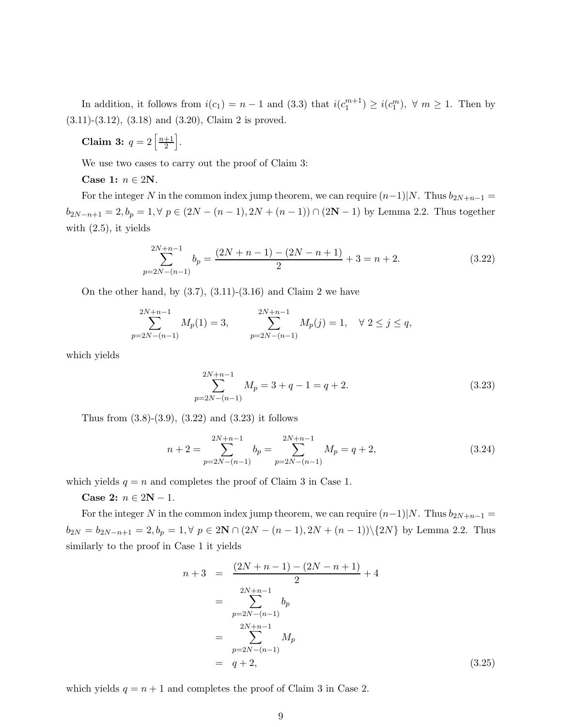In addition, it follows from $i(c_1) = n-1$ and (3.3) that $i(c_1^{m+1}) \geq i(c_1^m)$, $\forall\ m \geq 1$. Then by (3.11)-(3.12), (3.18) and (3.20), Claim 2 is proved.

**Claim 3:** $q = 2\left[\frac{n+1}{2}\right]$.

We use two cases to carry out the proof of Claim 3:

**Case 1:** $n \in 2\mathbf{N}$.

For the integer $N$ in the common index jump theorem, we can require $(n-1)|N$. Thus $b_{2N+n-1} = b_{2N-n+1} = 2, b_p = 1, \forall\ p \in (2N-(n-1), 2N+(n-1)) \cap (2\mathbf{N}-1)$ by Lemma 2.2. Thus together with (2.5), it yields

$$\sum_{p=2N-(n-1)}^{2N+n-1} b_p = \frac{(2N+n-1)-(2N-n+1)}{2} + 3 = n+2. \tag{3.22}$$

On the other hand, by (3.7), (3.11)-(3.16) and Claim 2 we have

$$\sum_{p=2N-(n-1)}^{2N+n-1} M_p(1) = 3, \qquad \sum_{p=2N-(n-1)}^{2N+n-1} M_p(j) = 1, \quad \forall\ 2 \leq j \leq q,$$

which yields

$$\sum_{p=2N-(n-1)}^{2N+n-1} M_p = 3 + q - 1 = q + 2. \tag{3.23}$$

Thus from (3.8)-(3.9), (3.22) and (3.23) it follows

$$n+2 = \sum_{p=2N-(n-1)}^{2N+n-1} b_p = \sum_{p=2N-(n-1)}^{2N+n-1} M_p = q+2, \tag{3.24}$$

which yields $q = n$ and completes the proof of Claim 3 in Case 1.

**Case 2:** $n \in 2\mathbf{N}-1$.

For the integer $N$ in the common index jump theorem, we can require $(n-1)|N$. Thus $b_{2N+n-1} = b_{2N} = b_{2N-n+1} = 2, b_p = 1, \forall\ p \in 2\mathbf{N} \cap (2N-(n-1), 2N+(n-1))\backslash\{2N\}$ by Lemma 2.2. Thus similarly to the proof in Case 1 it yields

$$\begin{aligned} n+3 &= \frac{(2N+n-1)-(2N-n+1)}{2} + 4 \\ &= \sum_{p=2N-(n-1)}^{2N+n-1} b_p \\ &= \sum_{p=2N-(n-1)}^{2N+n-1} M_p \\ &= q+2, \end{aligned} \tag{3.25}$$

which yields $q = n+1$ and completes the proof of Claim 3 in Case 2.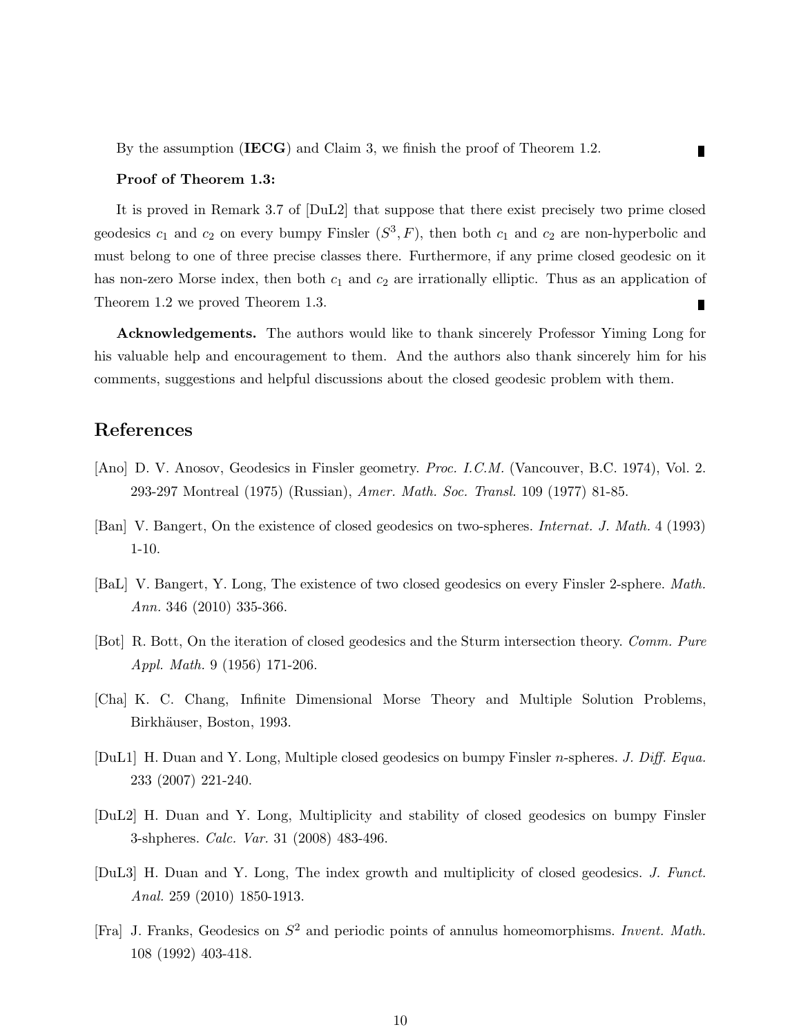By the assumption (**IECG**) and Claim 3, we finish the proof of Theorem 1.2. ∎

**Proof of Theorem 1.3:**

It is proved in Remark 3.7 of [DuL2] that suppose that there exist precisely two prime closed geodesics $c_1$ and $c_2$ on every bumpy Finsler $(S^3, F)$, then both $c_1$ and $c_2$ are non-hyperbolic and must belong to one of three precise classes there. Furthermore, if any prime closed geodesic on it has non-zero Morse index, then both $c_1$ and $c_2$ are irrationally elliptic. Thus as an application of Theorem 1.2 we proved Theorem 1.3. ∎

**Acknowledgements.** The authors would like to thank sincerely Professor Yiming Long for his valuable help and encouragement to them. And the authors also thank sincerely him for his comments, suggestions and helpful discussions about the closed geodesic problem with them.

## References

[Ano] D. V. Anosov, Geodesics in Finsler geometry. *Proc. I.C.M.* (Vancouver, B.C. 1974), Vol. 2. 293-297 Montreal (1975) (Russian), *Amer. Math. Soc. Transl.* 109 (1977) 81-85.

[Ban] V. Bangert, On the existence of closed geodesics on two-spheres. *Internat. J. Math.* 4 (1993) 1-10.

[BaL] V. Bangert, Y. Long, The existence of two closed geodesics on every Finsler 2-sphere. *Math. Ann.* 346 (2010) 335-366.

[Bot] R. Bott, On the iteration of closed geodesics and the Sturm intersection theory. *Comm. Pure Appl. Math.* 9 (1956) 171-206.

[Cha] K. C. Chang, Infinite Dimensional Morse Theory and Multiple Solution Problems, Birkhäuser, Boston, 1993.

[DuL1] H. Duan and Y. Long, Multiple closed geodesics on bumpy Finsler $n$-spheres. *J. Diff. Equa.* 233 (2007) 221-240.

[DuL2] H. Duan and Y. Long, Multiplicity and stability of closed geodesics on bumpy Finsler 3-shpheres. *Calc. Var.* 31 (2008) 483-496.

[DuL3] H. Duan and Y. Long, The index growth and multiplicity of closed geodesics. *J. Funct. Anal.* 259 (2010) 1850-1913.

[Fra] J. Franks, Geodesics on $S^2$ and periodic points of annulus homeomorphisms. *Invent. Math.* 108 (1992) 403-418.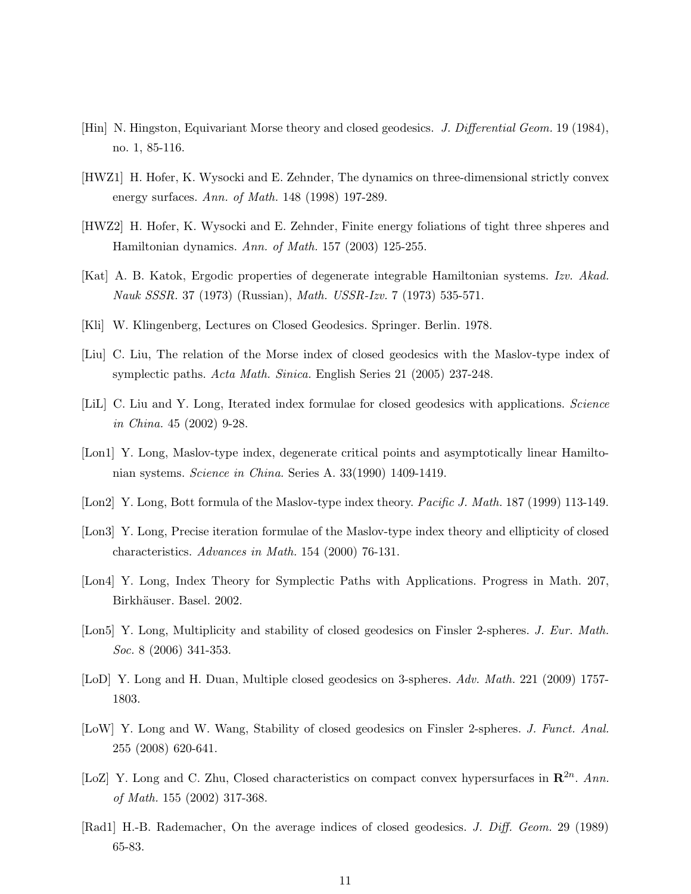[Hin] N. Hingston, Equivariant Morse theory and closed geodesics. *J. Differential Geom.* 19 (1984), no. 1, 85-116.

[HWZ1] H. Hofer, K. Wysocki and E. Zehnder, The dynamics on three-dimensional strictly convex energy surfaces. *Ann. of Math.* 148 (1998) 197-289.

[HWZ2] H. Hofer, K. Wysocki and E. Zehnder, Finite energy foliations of tight three shperes and Hamiltonian dynamics. *Ann. of Math.* 157 (2003) 125-255.

[Kat] A. B. Katok, Ergodic properties of degenerate integrable Hamiltonian systems. *Izv. Akad. Nauk SSSR.* 37 (1973) (Russian), *Math. USSR-Izv.* 7 (1973) 535-571.

[Kli] W. Klingenberg, Lectures on Closed Geodesics. Springer. Berlin. 1978.

[Liu] C. Liu, The relation of the Morse index of closed geodesics with the Maslov-type index of symplectic paths. *Acta Math. Sinica.* English Series 21 (2005) 237-248.

[LiL] C. Liu and Y. Long, Iterated index formulae for closed geodesics with applications. *Science in China.* 45 (2002) 9-28.

[Lon1] Y. Long, Maslov-type index, degenerate critical points and asymptotically linear Hamiltonian systems. *Science in China.* Series A. 33(1990) 1409-1419.

[Lon2] Y. Long, Bott formula of the Maslov-type index theory. *Pacific J. Math.* 187 (1999) 113-149.

[Lon3] Y. Long, Precise iteration formulae of the Maslov-type index theory and ellipticity of closed characteristics. *Advances in Math.* 154 (2000) 76-131.

[Lon4] Y. Long, Index Theory for Symplectic Paths with Applications. Progress in Math. 207, Birkhäuser. Basel. 2002.

[Lon5] Y. Long, Multiplicity and stability of closed geodesics on Finsler 2-spheres. *J. Eur. Math. Soc.* 8 (2006) 341-353.

[LoD] Y. Long and H. Duan, Multiple closed geodesics on 3-spheres. *Adv. Math.* 221 (2009) 1757-1803.

[LoW] Y. Long and W. Wang, Stability of closed geodesics on Finsler 2-spheres. *J. Funct. Anal.* 255 (2008) 620-641.

[LoZ] Y. Long and C. Zhu, Closed characteristics on compact convex hypersurfaces in $\mathbf{R}^{2n}$. *Ann. of Math.* 155 (2002) 317-368.

[Rad1] H.-B. Rademacher, On the average indices of closed geodesics. *J. Diff. Geom.* 29 (1989) 65-83.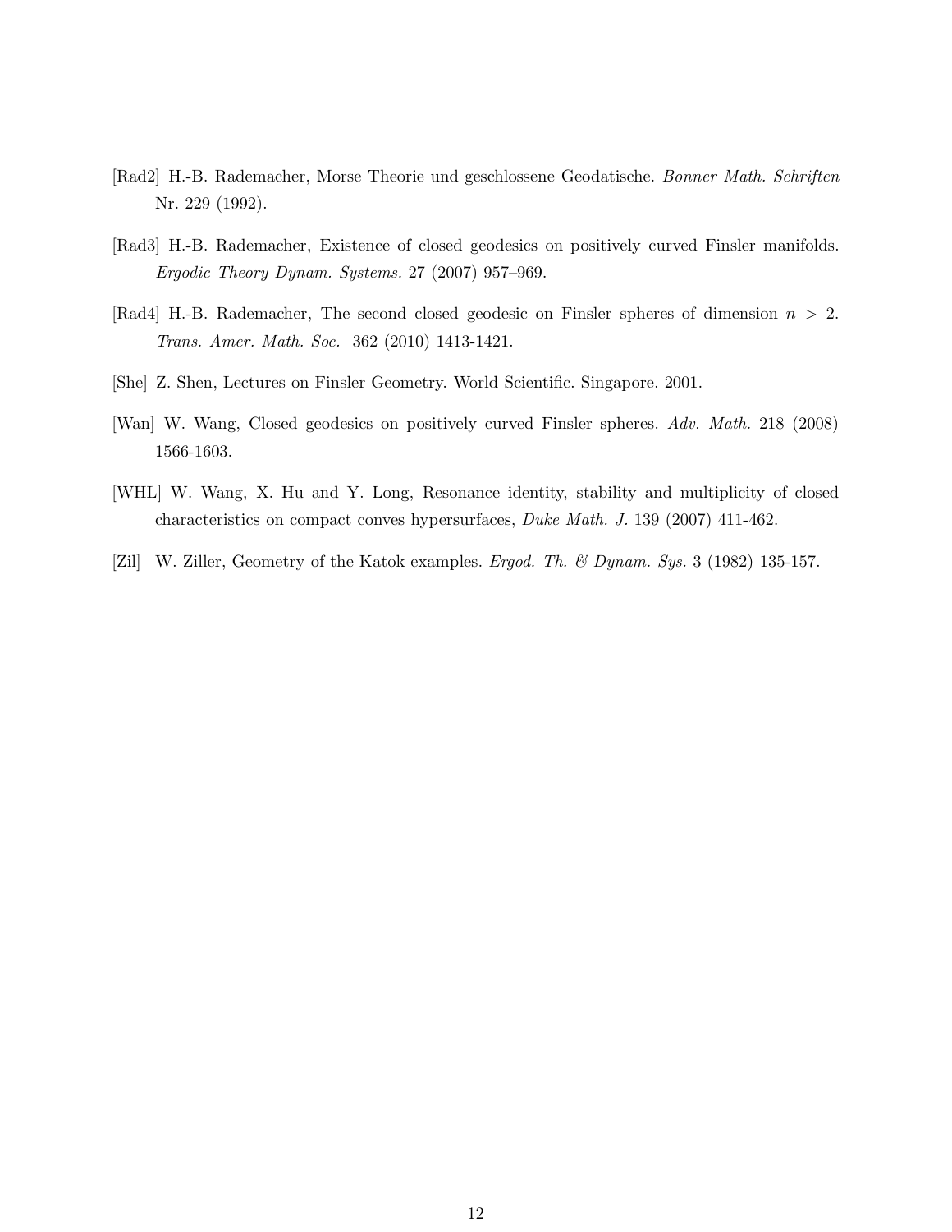[Rad2] H.-B. Rademacher, Morse Theorie und geschlossene Geodatische. *Bonner Math. Schriften* Nr. 229 (1992).

[Rad3] H.-B. Rademacher, Existence of closed geodesics on positively curved Finsler manifolds. *Ergodic Theory Dynam. Systems.* 27 (2007) 957–969.

[Rad4] H.-B. Rademacher, The second closed geodesic on Finsler spheres of dimension $n > 2$. *Trans. Amer. Math. Soc.* 362 (2010) 1413-1421.

[She] Z. Shen, Lectures on Finsler Geometry. World Scientific. Singapore. 2001.

[Wan] W. Wang, Closed geodesics on positively curved Finsler spheres. *Adv. Math.* 218 (2008) 1566-1603.

[WHL] W. Wang, X. Hu and Y. Long, Resonance identity, stability and multiplicity of closed characteristics on compact conves hypersurfaces, *Duke Math. J.* 139 (2007) 411-462.

[Zil] W. Ziller, Geometry of the Katok examples. *Ergod. Th. & Dynam. Sys.* 3 (1982) 135-157.